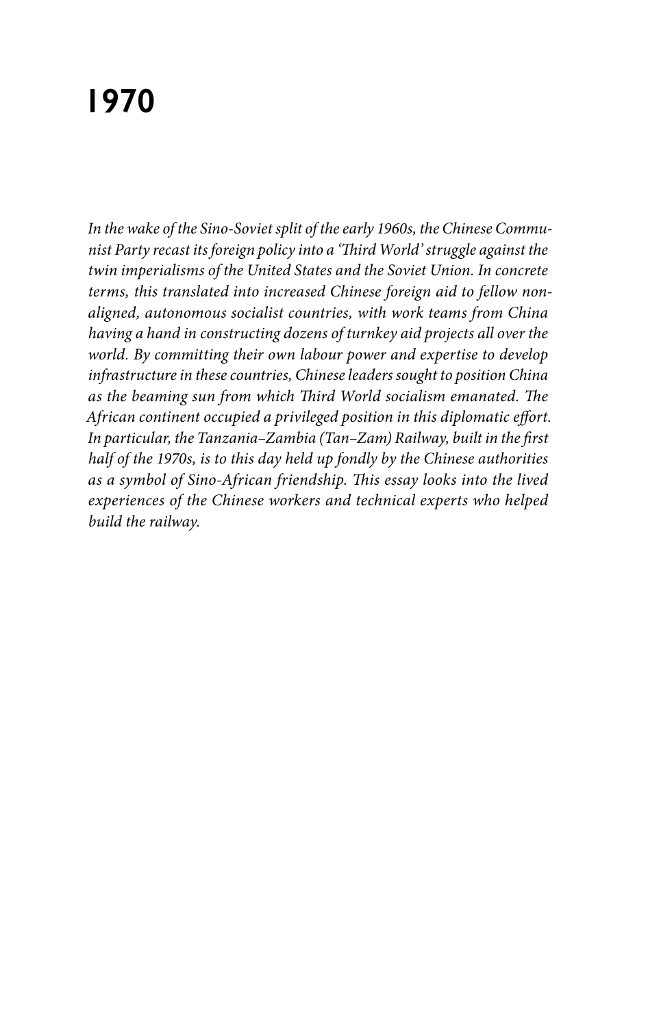# 1970

*In the wake of the Sino-Soviet split of the early 1960s, the Chinese Communist Party recast its foreign policy into a 'Third World' struggle against the twin imperialisms of the United States and the Soviet Union. In concrete terms, this translated into increased Chinese foreign aid to fellow non-aligned, autonomous socialist countries, with work teams from China having a hand in constructing dozens of turnkey aid projects all over the world. By committing their own labour power and expertise to develop infrastructure in these countries, Chinese leaders sought to position China as the beaming sun from which Third World socialism emanated. The African continent occupied a privileged position in this diplomatic effort. In particular, the Tanzania–Zambia (Tan–Zam) Railway, built in the first half of the 1970s, is to this day held up fondly by the Chinese authorities as a symbol of Sino-African friendship. This essay looks into the lived experiences of the Chinese workers and technical experts who helped build the railway.*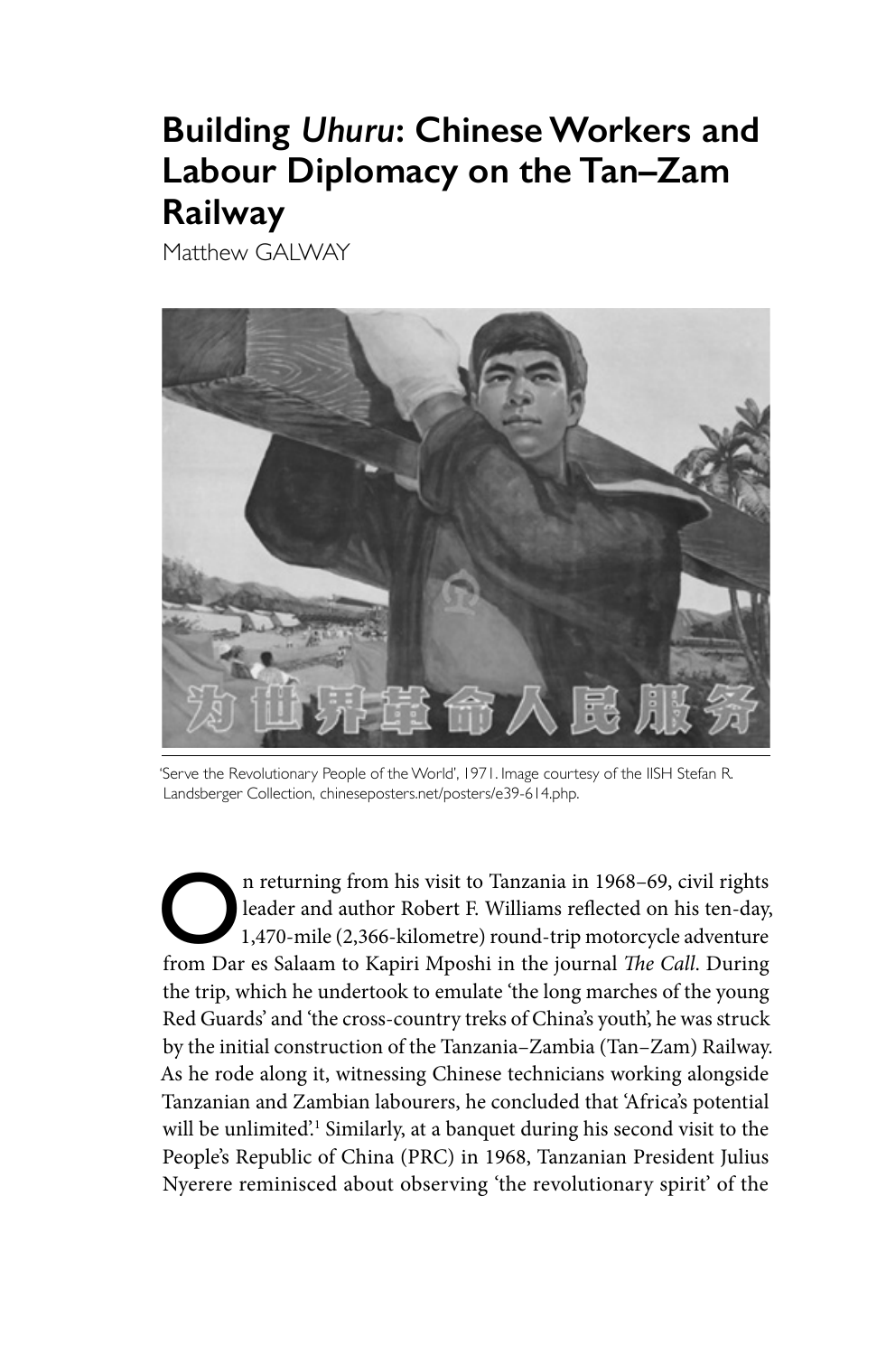# Building *Uhuru*: Chinese Workers and Labour Diplomacy on the Tan–Zam Railway

Matthew GALWAY

'Serve the Revolutionary People of the World', 1971. Image courtesy of the IISH Stefan R. Landsberger Collection, chineseposters.net/posters/e39-614.php.

On returning from his visit to Tanzania in 1968–69, civil rights leader and author Robert F. Williams reflected on his ten-day, 1,470-mile (2,366-kilometre) round-trip motorcycle adventure from Dar es Salaam to Kapiri Mposhi in the journal *The Call*. During the trip, which he undertook to emulate 'the long marches of the young Red Guards' and 'the cross-country treks of China's youth', he was struck by the initial construction of the Tanzania–Zambia (Tan–Zam) Railway. As he rode along it, witnessing Chinese technicians working alongside Tanzanian and Zambian labourers, he concluded that 'Africa's potential will be unlimited'.[1] Similarly, at a banquet during his second visit to the People's Republic of China (PRC) in 1968, Tanzanian President Julius Nyerere reminisced about observing 'the revolutionary spirit' of the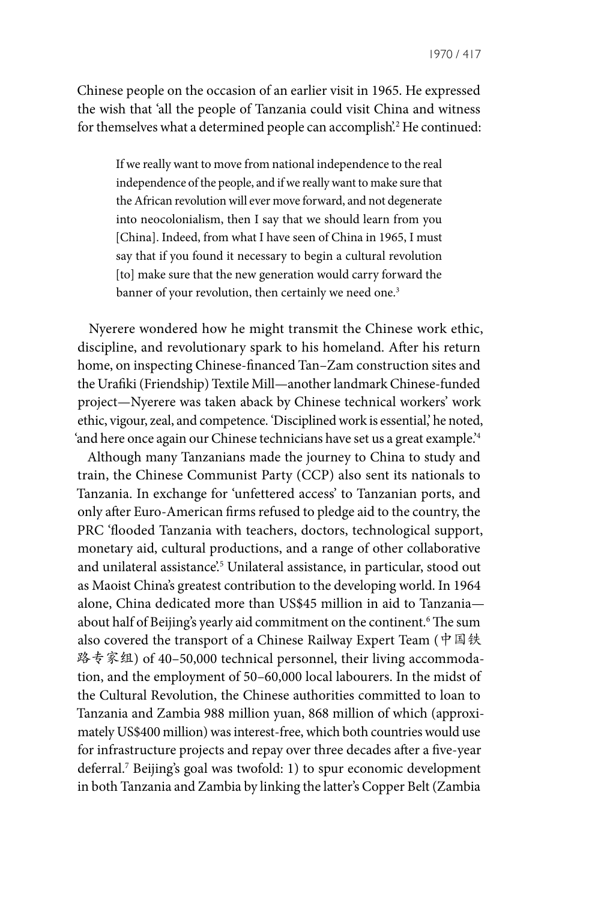Chinese people on the occasion of an earlier visit in 1965. He expressed the wish that 'all the people of Tanzania could visit China and witness for themselves what a determined people can accomplish'.[2] He continued:

> If we really want to move from national independence to the real independence of the people, and if we really want to make sure that the African revolution will ever move forward, and not degenerate into neocolonialism, then I say that we should learn from you [China]. Indeed, from what I have seen of China in 1965, I must say that if you found it necessary to begin a cultural revolution [to] make sure that the new generation would carry forward the banner of your revolution, then certainly we need one.[3]

Nyerere wondered how he might transmit the Chinese work ethic, discipline, and revolutionary spark to his homeland. After his return home, on inspecting Chinese-financed Tan–Zam construction sites and the Urafiki (Friendship) Textile Mill—another landmark Chinese-funded project—Nyerere was taken aback by Chinese technical workers' work ethic, vigour, zeal, and competence. 'Disciplined work is essential,' he noted, 'and here once again our Chinese technicians have set us a great example.'[4]

Although many Tanzanians made the journey to China to study and train, the Chinese Communist Party (CCP) also sent its nationals to Tanzania. In exchange for 'unfettered access' to Tanzanian ports, and only after Euro-American firms refused to pledge aid to the country, the PRC 'flooded Tanzania with teachers, doctors, technological support, monetary aid, cultural productions, and a range of other collaborative and unilateral assistance'.[5] Unilateral assistance, in particular, stood out as Maoist China's greatest contribution to the developing world. In 1964 alone, China dedicated more than US$45 million in aid to Tanzania—about half of Beijing's yearly aid commitment on the continent.[6] The sum also covered the transport of a Chinese Railway Expert Team (中国铁路专家组) of 40–50,000 technical personnel, their living accommodation, and the employment of 50–60,000 local labourers. In the midst of the Cultural Revolution, the Chinese authorities committed to loan to Tanzania and Zambia 988 million yuan, 868 million of which (approximately US$400 million) was interest-free, which both countries would use for infrastructure projects and repay over three decades after a five-year deferral.[7] Beijing's goal was twofold: 1) to spur economic development in both Tanzania and Zambia by linking the latter's Copper Belt (Zambia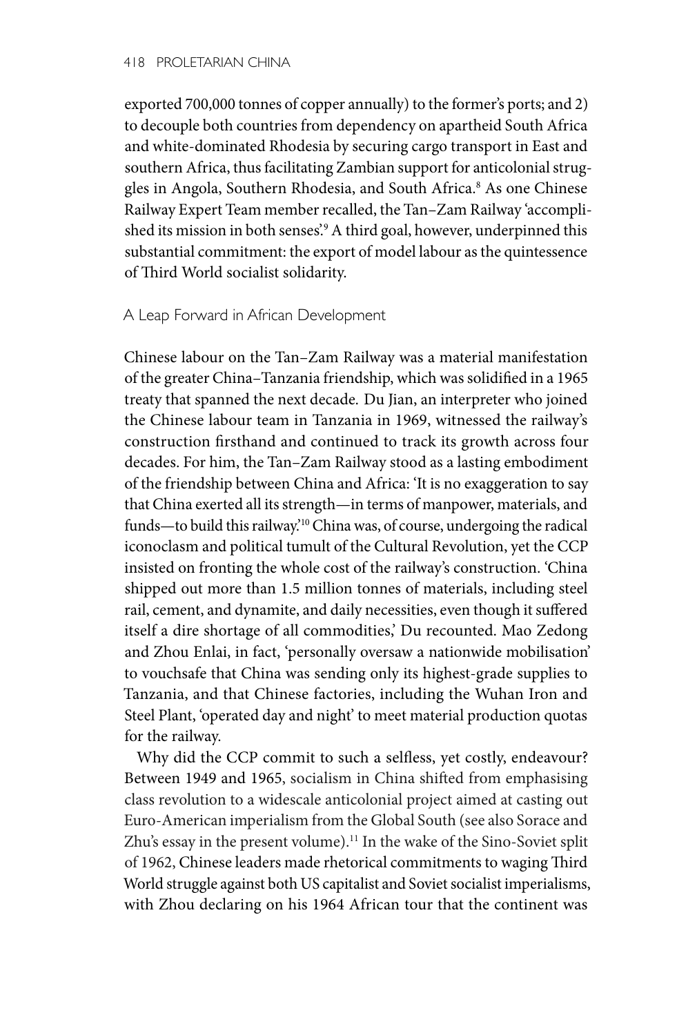exported 700,000 tonnes of copper annually) to the former's ports; and 2) to decouple both countries from dependency on apartheid South Africa and white-dominated Rhodesia by securing cargo transport in East and southern Africa, thus facilitating Zambian support for anticolonial struggles in Angola, Southern Rhodesia, and South Africa.[8] As one Chinese Railway Expert Team member recalled, the Tan–Zam Railway 'accomplished its mission in both senses'.[9] A third goal, however, underpinned this substantial commitment: the export of model labour as the quintessence of Third World socialist solidarity.

## A Leap Forward in African Development

Chinese labour on the Tan–Zam Railway was a material manifestation of the greater China–Tanzania friendship, which was solidified in a 1965 treaty that spanned the next decade. Du Jian, an interpreter who joined the Chinese labour team in Tanzania in 1969, witnessed the railway's construction firsthand and continued to track its growth across four decades. For him, the Tan–Zam Railway stood as a lasting embodiment of the friendship between China and Africa: 'It is no exaggeration to say that China exerted all its strength—in terms of manpower, materials, and funds—to build this railway.'[10] China was, of course, undergoing the radical iconoclasm and political tumult of the Cultural Revolution, yet the CCP insisted on fronting the whole cost of the railway's construction. 'China shipped out more than 1.5 million tonnes of materials, including steel rail, cement, and dynamite, and daily necessities, even though it suffered itself a dire shortage of all commodities,' Du recounted. Mao Zedong and Zhou Enlai, in fact, 'personally oversaw a nationwide mobilisation' to vouchsafe that China was sending only its highest-grade supplies to Tanzania, and that Chinese factories, including the Wuhan Iron and Steel Plant, 'operated day and night' to meet material production quotas for the railway.

Why did the CCP commit to such a selfless, yet costly, endeavour? Between 1949 and 1965, socialism in China shifted from emphasising class revolution to a widescale anticolonial project aimed at casting out Euro-American imperialism from the Global South (see also Sorace and Zhu's essay in the present volume).[11] In the wake of the Sino-Soviet split of 1962, Chinese leaders made rhetorical commitments to waging Third World struggle against both US capitalist and Soviet socialist imperialisms, with Zhou declaring on his 1964 African tour that the continent was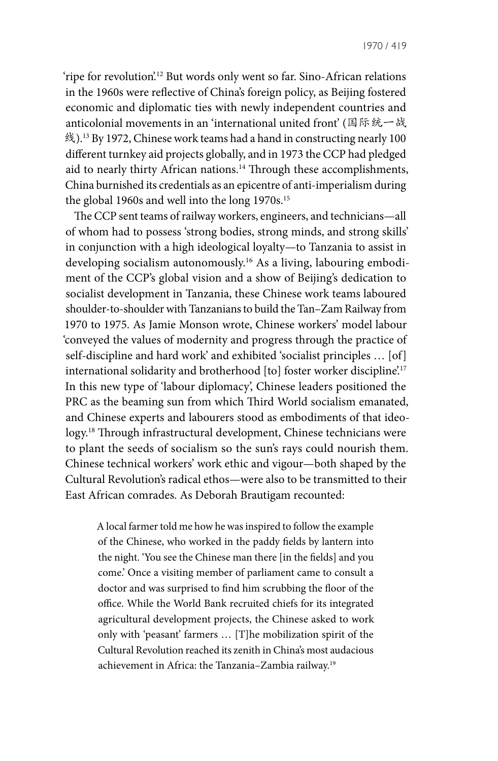'ripe for revolution'.[12] But words only went so far. Sino-African relations in the 1960s were reflective of China's foreign policy, as Beijing fostered economic and diplomatic ties with newly independent countries and anticolonial movements in an 'international united front' (国际统一战线).[13] By 1972, Chinese work teams had a hand in constructing nearly 100 different turnkey aid projects globally, and in 1973 the CCP had pledged aid to nearly thirty African nations.[14] Through these accomplishments, China burnished its credentials as an epicentre of anti-imperialism during the global 1960s and well into the long 1970s.[15]

The CCP sent teams of railway workers, engineers, and technicians—all of whom had to possess 'strong bodies, strong minds, and strong skills' in conjunction with a high ideological loyalty—to Tanzania to assist in developing socialism autonomously.[16] As a living, labouring embodiment of the CCP's global vision and a show of Beijing's dedication to socialist development in Tanzania, these Chinese work teams laboured shoulder-to-shoulder with Tanzanians to build the Tan–Zam Railway from 1970 to 1975. As Jamie Monson wrote, Chinese workers' model labour 'conveyed the values of modernity and progress through the practice of self-discipline and hard work' and exhibited 'socialist principles … [of] international solidarity and brotherhood [to] foster worker discipline'.[17] In this new type of 'labour diplomacy', Chinese leaders positioned the PRC as the beaming sun from which Third World socialism emanated, and Chinese experts and labourers stood as embodiments of that ideology.[18] Through infrastructural development, Chinese technicians were to plant the seeds of socialism so the sun's rays could nourish them. Chinese technical workers' work ethic and vigour—both shaped by the Cultural Revolution's radical ethos—were also to be transmitted to their East African comrades. As Deborah Brautigam recounted:

> A local farmer told me how he was inspired to follow the example of the Chinese, who worked in the paddy fields by lantern into the night. 'You see the Chinese man there [in the fields] and you come.' Once a visiting member of parliament came to consult a doctor and was surprised to find him scrubbing the floor of the office. While the World Bank recruited chiefs for its integrated agricultural development projects, the Chinese asked to work only with 'peasant' farmers … [T]he mobilization spirit of the Cultural Revolution reached its zenith in China's most audacious achievement in Africa: the Tanzania–Zambia railway.[19]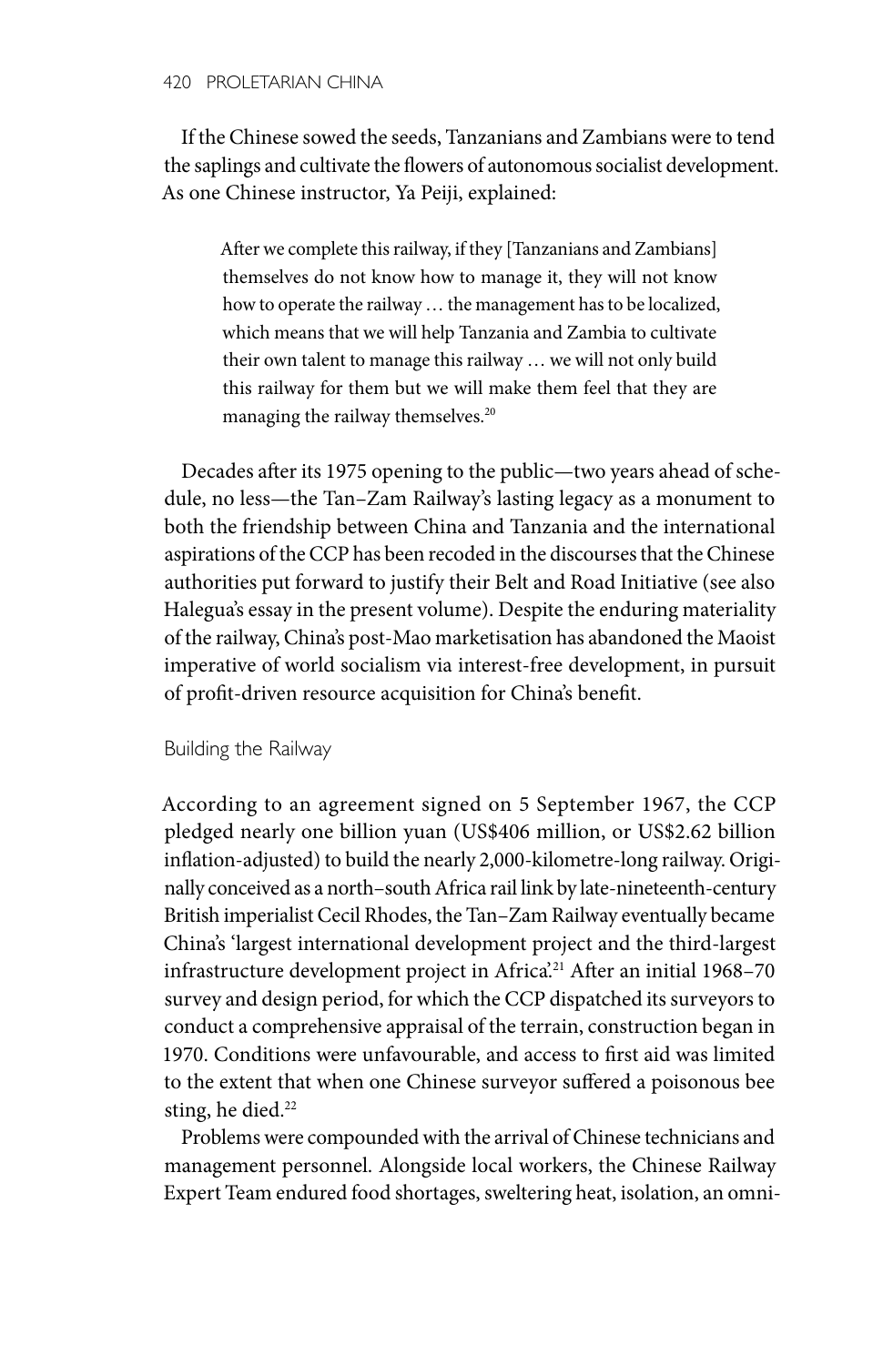If the Chinese sowed the seeds, Tanzanians and Zambians were to tend the saplings and cultivate the flowers of autonomous socialist development. As one Chinese instructor, Ya Peiji, explained:

> After we complete this railway, if they [Tanzanians and Zambians] themselves do not know how to manage it, they will not know how to operate the railway … the management has to be localized, which means that we will help Tanzania and Zambia to cultivate their own talent to manage this railway … we will not only build this railway for them but we will make them feel that they are managing the railway themselves.[20]

Decades after its 1975 opening to the public—two years ahead of schedule, no less—the Tan–Zam Railway's lasting legacy as a monument to both the friendship between China and Tanzania and the international aspirations of the CCP has been recoded in the discourses that the Chinese authorities put forward to justify their Belt and Road Initiative (see also Halegua's essay in the present volume). Despite the enduring materiality of the railway, China's post-Mao marketisation has abandoned the Maoist imperative of world socialism via interest-free development, in pursuit of profit-driven resource acquisition for China's benefit.

## Building the Railway

According to an agreement signed on 5 September 1967, the CCP pledged nearly one billion yuan (US$406 million, or US$2.62 billion inflation-adjusted) to build the nearly 2,000-kilometre-long railway. Originally conceived as a north–south Africa rail link by late-nineteenth-century British imperialist Cecil Rhodes, the Tan–Zam Railway eventually became China's 'largest international development project and the third-largest infrastructure development project in Africa'.[21] After an initial 1968–70 survey and design period, for which the CCP dispatched its surveyors to conduct a comprehensive appraisal of the terrain, construction began in 1970. Conditions were unfavourable, and access to first aid was limited to the extent that when one Chinese surveyor suffered a poisonous bee sting, he died.[22]

Problems were compounded with the arrival of Chinese technicians and management personnel. Alongside local workers, the Chinese Railway Expert Team endured food shortages, sweltering heat, isolation, an omni-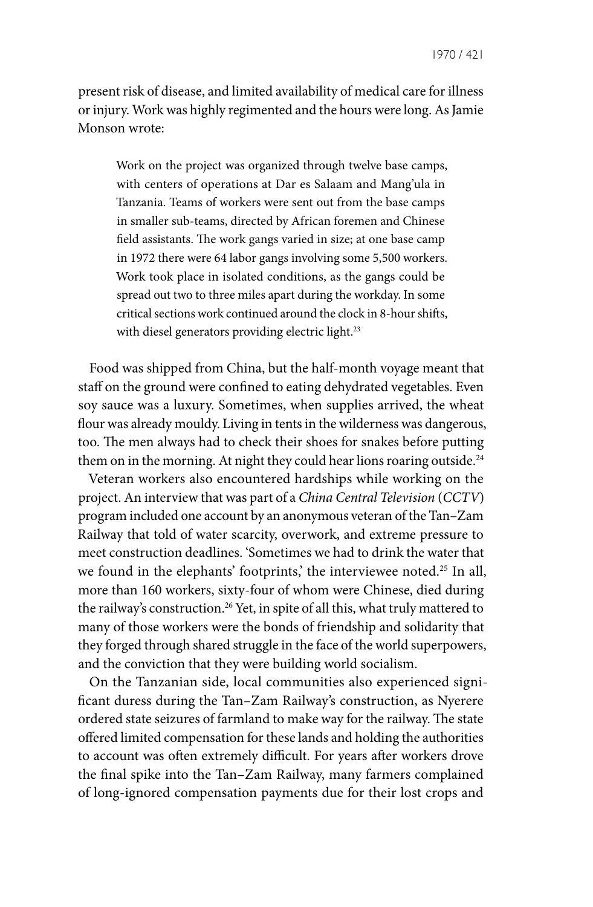present risk of disease, and limited availability of medical care for illness or injury. Work was highly regimented and the hours were long. As Jamie Monson wrote:

> Work on the project was organized through twelve base camps, with centers of operations at Dar es Salaam and Mang'ula in Tanzania. Teams of workers were sent out from the base camps in smaller sub-teams, directed by African foremen and Chinese field assistants. The work gangs varied in size; at one base camp in 1972 there were 64 labor gangs involving some 5,500 workers. Work took place in isolated conditions, as the gangs could be spread out two to three miles apart during the workday. In some critical sections work continued around the clock in 8-hour shifts, with diesel generators providing electric light.[23]

Food was shipped from China, but the half-month voyage meant that staff on the ground were confined to eating dehydrated vegetables. Even soy sauce was a luxury. Sometimes, when supplies arrived, the wheat flour was already mouldy. Living in tents in the wilderness was dangerous, too. The men always had to check their shoes for snakes before putting them on in the morning. At night they could hear lions roaring outside.[24]

Veteran workers also encountered hardships while working on the project. An interview that was part of a *China Central Television* (*CCTV*) program included one account by an anonymous veteran of the Tan–Zam Railway that told of water scarcity, overwork, and extreme pressure to meet construction deadlines. 'Sometimes we had to drink the water that we found in the elephants' footprints,' the interviewee noted.[25] In all, more than 160 workers, sixty-four of whom were Chinese, died during the railway's construction.[26] Yet, in spite of all this, what truly mattered to many of those workers were the bonds of friendship and solidarity that they forged through shared struggle in the face of the world superpowers, and the conviction that they were building world socialism.

On the Tanzanian side, local communities also experienced significant duress during the Tan–Zam Railway's construction, as Nyerere ordered state seizures of farmland to make way for the railway. The state offered limited compensation for these lands and holding the authorities to account was often extremely difficult. For years after workers drove the final spike into the Tan–Zam Railway, many farmers complained of long-ignored compensation payments due for their lost crops and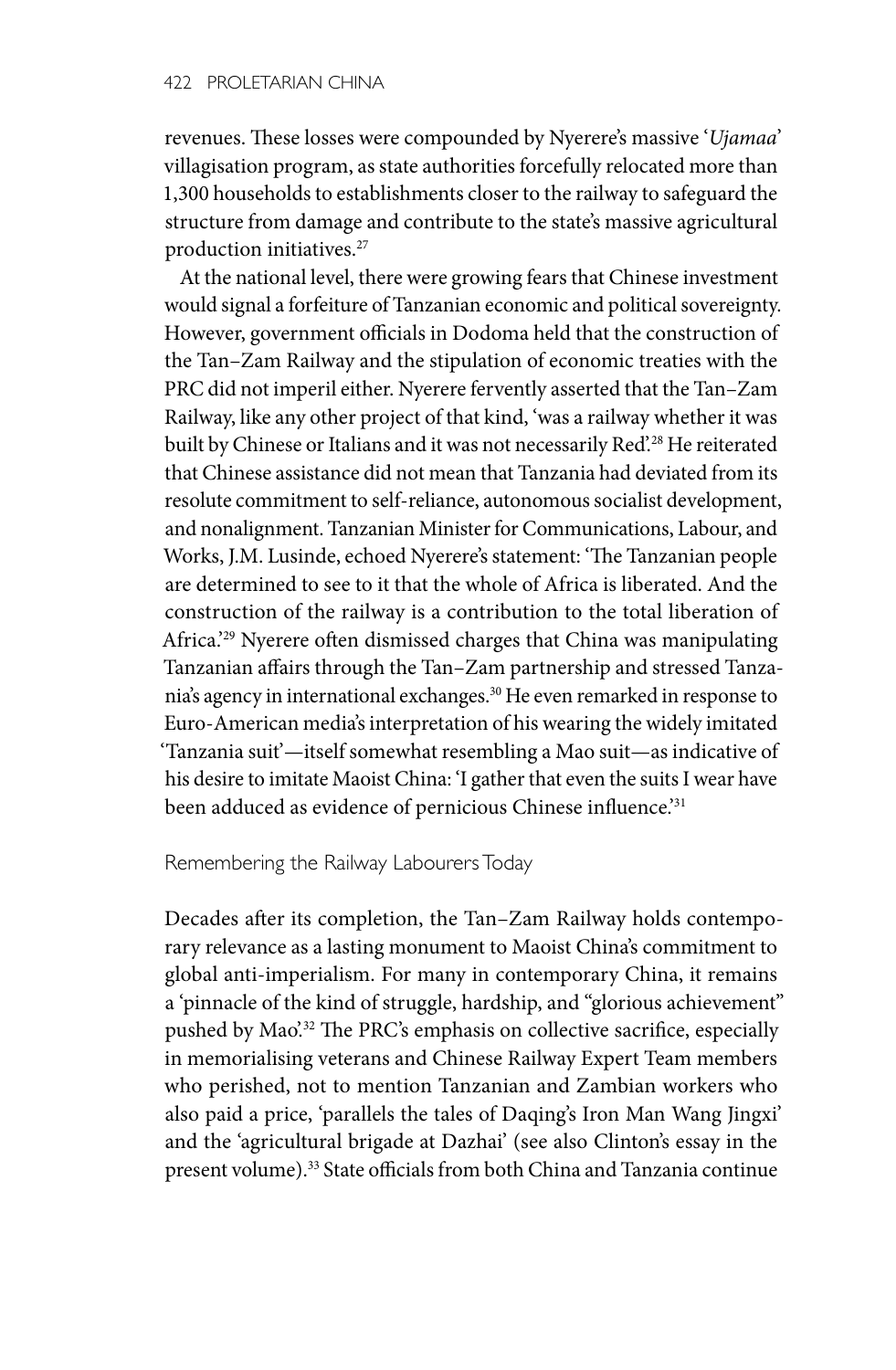revenues. These losses were compounded by Nyerere's massive '*Ujamaa*' villagisation program, as state authorities forcefully relocated more than 1,300 households to establishments closer to the railway to safeguard the structure from damage and contribute to the state's massive agricultural production initiatives.[27]

At the national level, there were growing fears that Chinese investment would signal a forfeiture of Tanzanian economic and political sovereignty. However, government officials in Dodoma held that the construction of the Tan–Zam Railway and the stipulation of economic treaties with the PRC did not imperil either. Nyerere fervently asserted that the Tan–Zam Railway, like any other project of that kind, 'was a railway whether it was built by Chinese or Italians and it was not necessarily Red'.[28] He reiterated that Chinese assistance did not mean that Tanzania had deviated from its resolute commitment to self-reliance, autonomous socialist development, and nonalignment. Tanzanian Minister for Communications, Labour, and Works, J.M. Lusinde, echoed Nyerere's statement: 'The Tanzanian people are determined to see to it that the whole of Africa is liberated. And the construction of the railway is a contribution to the total liberation of Africa.'[29] Nyerere often dismissed charges that China was manipulating Tanzanian affairs through the Tan–Zam partnership and stressed Tanzania's agency in international exchanges.[30] He even remarked in response to Euro-American media's interpretation of his wearing the widely imitated 'Tanzania suit'—itself somewhat resembling a Mao suit—as indicative of his desire to imitate Maoist China: 'I gather that even the suits I wear have been adduced as evidence of pernicious Chinese influence.'[31]

## Remembering the Railway Labourers Today

Decades after its completion, the Tan–Zam Railway holds contemporary relevance as a lasting monument to Maoist China's commitment to global anti-imperialism. For many in contemporary China, it remains a 'pinnacle of the kind of struggle, hardship, and "glorious achievement" pushed by Mao'.[32] The PRC's emphasis on collective sacrifice, especially in memorialising veterans and Chinese Railway Expert Team members who perished, not to mention Tanzanian and Zambian workers who also paid a price, 'parallels the tales of Daqing's Iron Man Wang Jingxi' and the 'agricultural brigade at Dazhai' (see also Clinton's essay in the present volume).[33] State officials from both China and Tanzania continue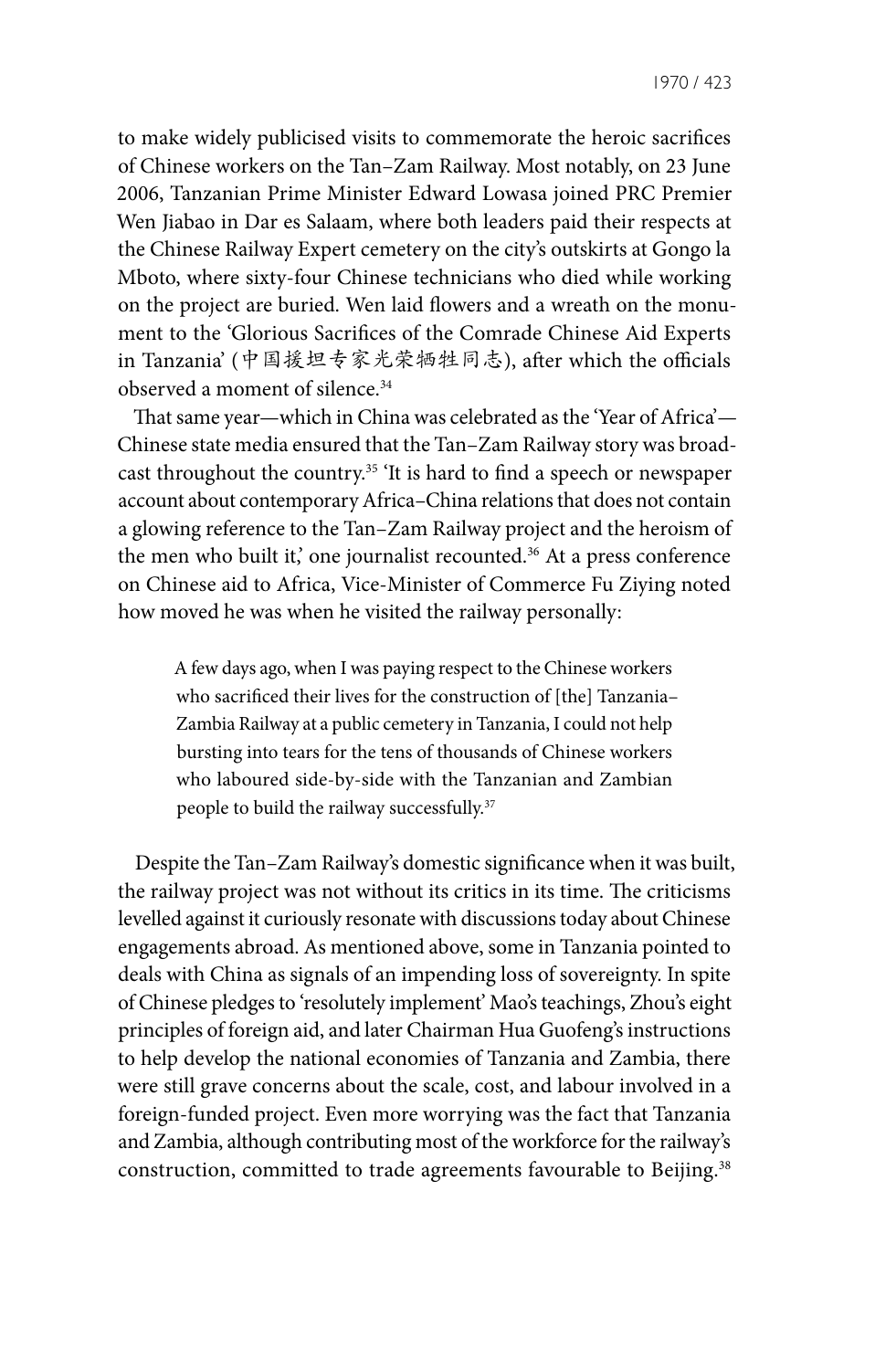to make widely publicised visits to commemorate the heroic sacrifices of Chinese workers on the Tan–Zam Railway. Most notably, on 23 June 2006, Tanzanian Prime Minister Edward Lowasa joined PRC Premier Wen Jiabao in Dar es Salaam, where both leaders paid their respects at the Chinese Railway Expert cemetery on the city's outskirts at Gongo la Mboto, where sixty-four Chinese technicians who died while working on the project are buried. Wen laid flowers and a wreath on the monument to the 'Glorious Sacrifices of the Comrade Chinese Aid Experts in Tanzania' (中国援坦专家光荣牺牲同志), after which the officials observed a moment of silence.[34]

That same year—which in China was celebrated as the 'Year of Africa'—Chinese state media ensured that the Tan–Zam Railway story was broadcast throughout the country.[35] 'It is hard to find a speech or newspaper account about contemporary Africa–China relations that does not contain a glowing reference to the Tan–Zam Railway project and the heroism of the men who built it,' one journalist recounted.[36] At a press conference on Chinese aid to Africa, Vice-Minister of Commerce Fu Ziying noted how moved he was when he visited the railway personally:

> A few days ago, when I was paying respect to the Chinese workers who sacrificed their lives for the construction of [the] Tanzania–Zambia Railway at a public cemetery in Tanzania, I could not help bursting into tears for the tens of thousands of Chinese workers who laboured side-by-side with the Tanzanian and Zambian people to build the railway successfully.[37]

Despite the Tan–Zam Railway's domestic significance when it was built, the railway project was not without its critics in its time. The criticisms levelled against it curiously resonate with discussions today about Chinese engagements abroad. As mentioned above, some in Tanzania pointed to deals with China as signals of an impending loss of sovereignty. In spite of Chinese pledges to 'resolutely implement' Mao's teachings, Zhou's eight principles of foreign aid, and later Chairman Hua Guofeng's instructions to help develop the national economies of Tanzania and Zambia, there were still grave concerns about the scale, cost, and labour involved in a foreign-funded project. Even more worrying was the fact that Tanzania and Zambia, although contributing most of the workforce for the railway's construction, committed to trade agreements favourable to Beijing.[38]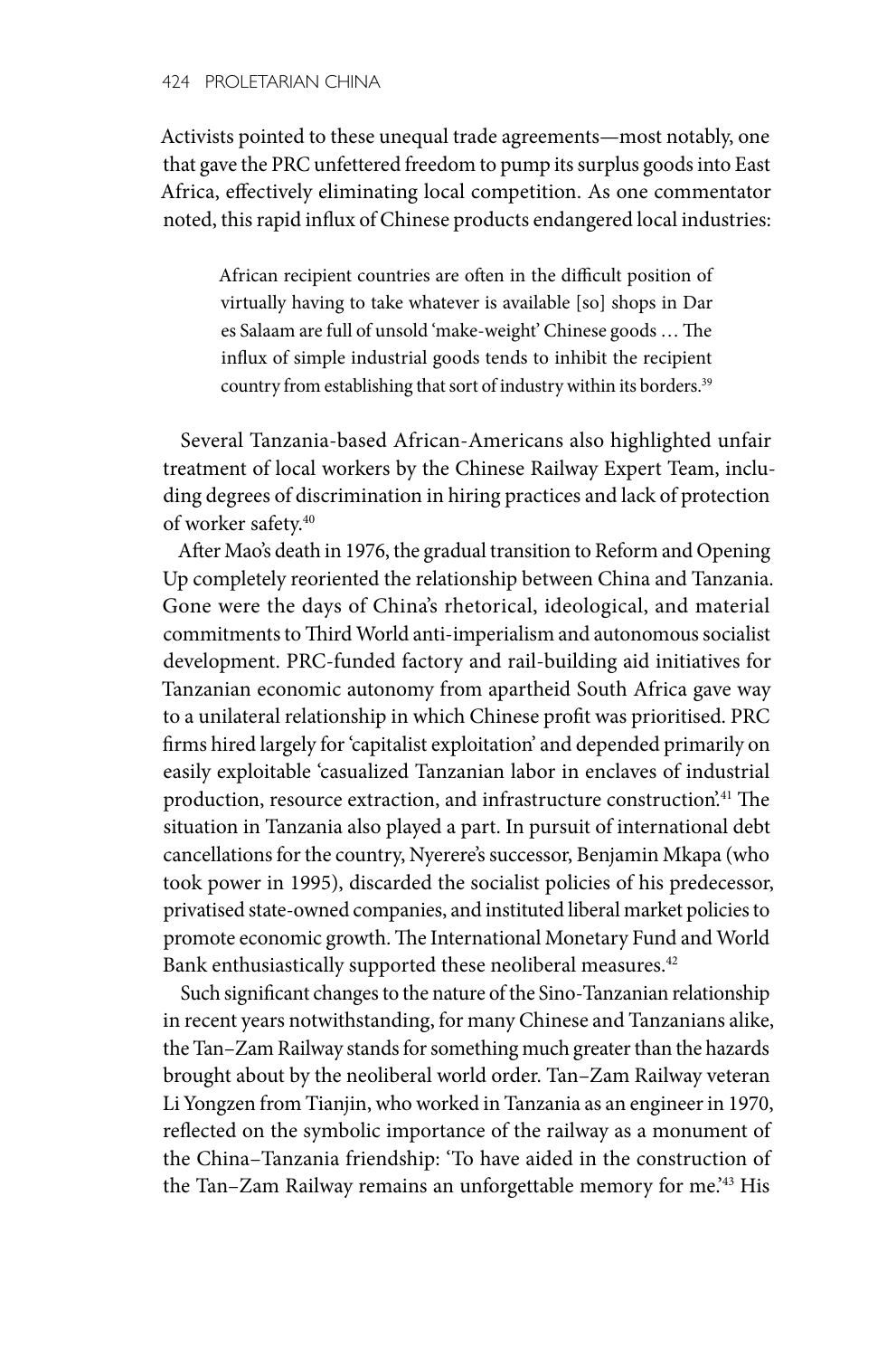Activists pointed to these unequal trade agreements—most notably, one that gave the PRC unfettered freedom to pump its surplus goods into East Africa, effectively eliminating local competition. As one commentator noted, this rapid influx of Chinese products endangered local industries:

> African recipient countries are often in the difficult position of virtually having to take whatever is available [so] shops in Dar es Salaam are full of unsold 'make-weight' Chinese goods … The influx of simple industrial goods tends to inhibit the recipient country from establishing that sort of industry within its borders.[39]

Several Tanzania-based African-Americans also highlighted unfair treatment of local workers by the Chinese Railway Expert Team, including degrees of discrimination in hiring practices and lack of protection of worker safety.[40]

After Mao's death in 1976, the gradual transition to Reform and Opening Up completely reoriented the relationship between China and Tanzania. Gone were the days of China's rhetorical, ideological, and material commitments to Third World anti-imperialism and autonomous socialist development. PRC-funded factory and rail-building aid initiatives for Tanzanian economic autonomy from apartheid South Africa gave way to a unilateral relationship in which Chinese profit was prioritised. PRC firms hired largely for 'capitalist exploitation' and depended primarily on easily exploitable 'casualized Tanzanian labor in enclaves of industrial production, resource extraction, and infrastructure construction'.[41] The situation in Tanzania also played a part. In pursuit of international debt cancellations for the country, Nyerere's successor, Benjamin Mkapa (who took power in 1995), discarded the socialist policies of his predecessor, privatised state-owned companies, and instituted liberal market policies to promote economic growth. The International Monetary Fund and World Bank enthusiastically supported these neoliberal measures.[42]

Such significant changes to the nature of the Sino-Tanzanian relationship in recent years notwithstanding, for many Chinese and Tanzanians alike, the Tan–Zam Railway stands for something much greater than the hazards brought about by the neoliberal world order. Tan–Zam Railway veteran Li Yongzen from Tianjin, who worked in Tanzania as an engineer in 1970, reflected on the symbolic importance of the railway as a monument of the China–Tanzania friendship: 'To have aided in the construction of the Tan–Zam Railway remains an unforgettable memory for me.'[43] His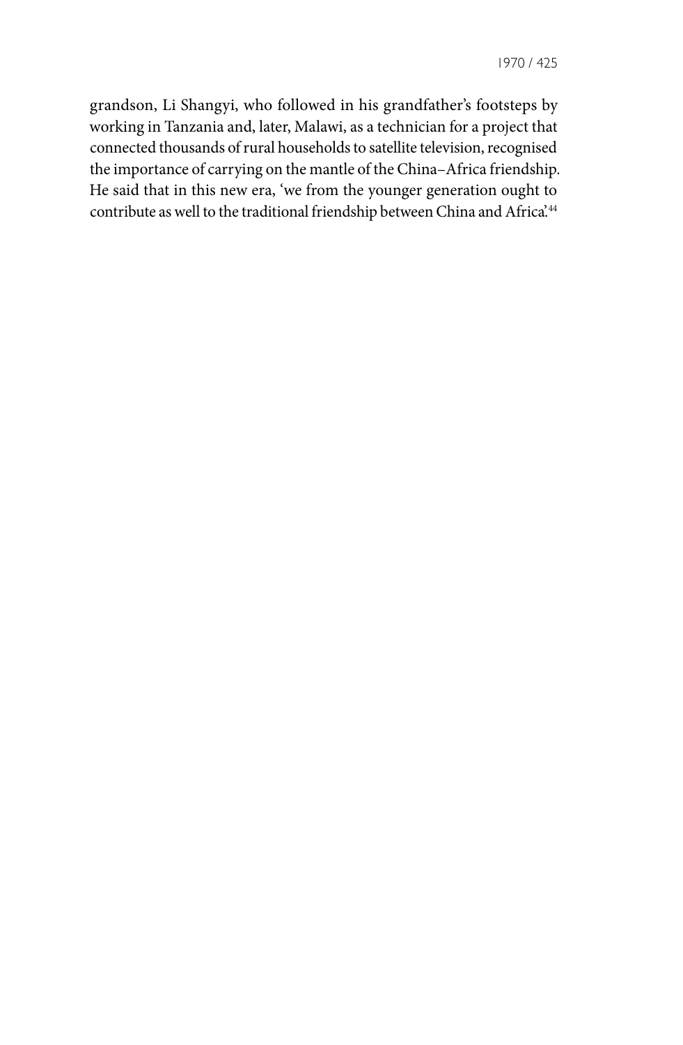grandson, Li Shangyi, who followed in his grandfather's footsteps by working in Tanzania and, later, Malawi, as a technician for a project that connected thousands of rural households to satellite television, recognised the importance of carrying on the mantle of the China–Africa friendship. He said that in this new era, 'we from the younger generation ought to contribute as well to the traditional friendship between China and Africa'.[44]